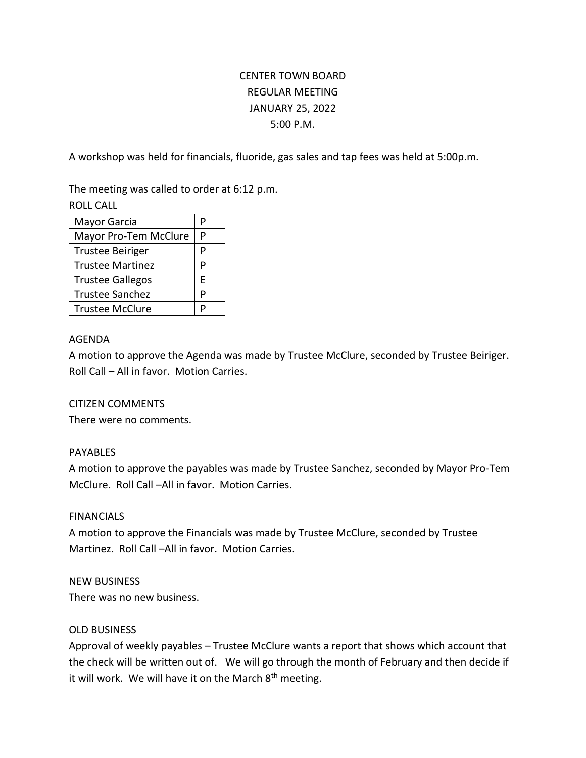# CENTER TOWN BOARD
# REGULAR MEETING
# JANUARY 25, 2022
# 5:00 P.M.

A workshop was held for financials, fluoride, gas sales and tap fees was held at 5:00p.m.

The meeting was called to order at 6:12 p.m.

ROLL CALL

| Mayor Garcia | P |
|---|---|
| Mayor Pro-Tem McClure | P |
| Trustee Beiriger | P |
| Trustee Martinez | P |
| Trustee Gallegos | E |
| Trustee Sanchez | P |
| Trustee McClure | P |

AGENDA

A motion to approve the Agenda was made by Trustee McClure, seconded by Trustee Beiriger. Roll Call – All in favor. Motion Carries.

CITIZEN COMMENTS

There were no comments.

PAYABLES

A motion to approve the payables was made by Trustee Sanchez, seconded by Mayor Pro-Tem McClure. Roll Call –All in favor. Motion Carries.

FINANCIALS

A motion to approve the Financials was made by Trustee McClure, seconded by Trustee Martinez. Roll Call –All in favor. Motion Carries.

NEW BUSINESS

There was no new business.

OLD BUSINESS

Approval of weekly payables – Trustee McClure wants a report that shows which account that the check will be written out of. We will go through the month of February and then decide if it will work. We will have it on the March 8th meeting.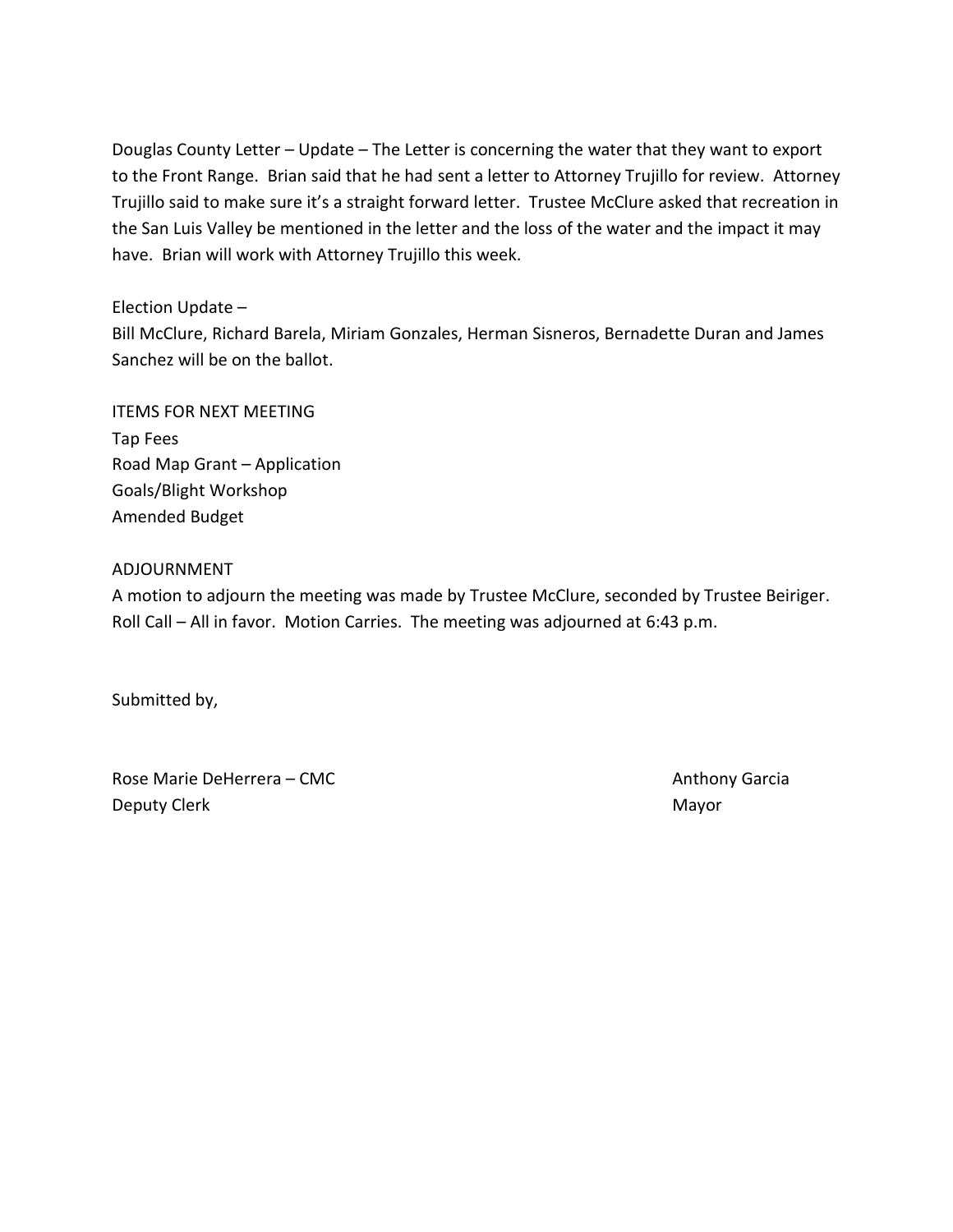Douglas County Letter – Update – The Letter is concerning the water that they want to export to the Front Range. Brian said that he had sent a letter to Attorney Trujillo for review. Attorney Trujillo said to make sure it's a straight forward letter. Trustee McClure asked that recreation in the San Luis Valley be mentioned in the letter and the loss of the water and the impact it may have. Brian will work with Attorney Trujillo this week.

Election Update –
Bill McClure, Richard Barela, Miriam Gonzales, Herman Sisneros, Bernadette Duran and James Sanchez will be on the ballot.

ITEMS FOR NEXT MEETING
Tap Fees
Road Map Grant – Application
Goals/Blight Workshop
Amended Budget

ADJOURNMENT
A motion to adjourn the meeting was made by Trustee McClure, seconded by Trustee Beiriger. Roll Call – All in favor. Motion Carries. The meeting was adjourned at 6:43 p.m.

Submitted by,

Rose Marie DeHerrera – CMC
Deputy Clerk

Anthony Garcia
Mayor